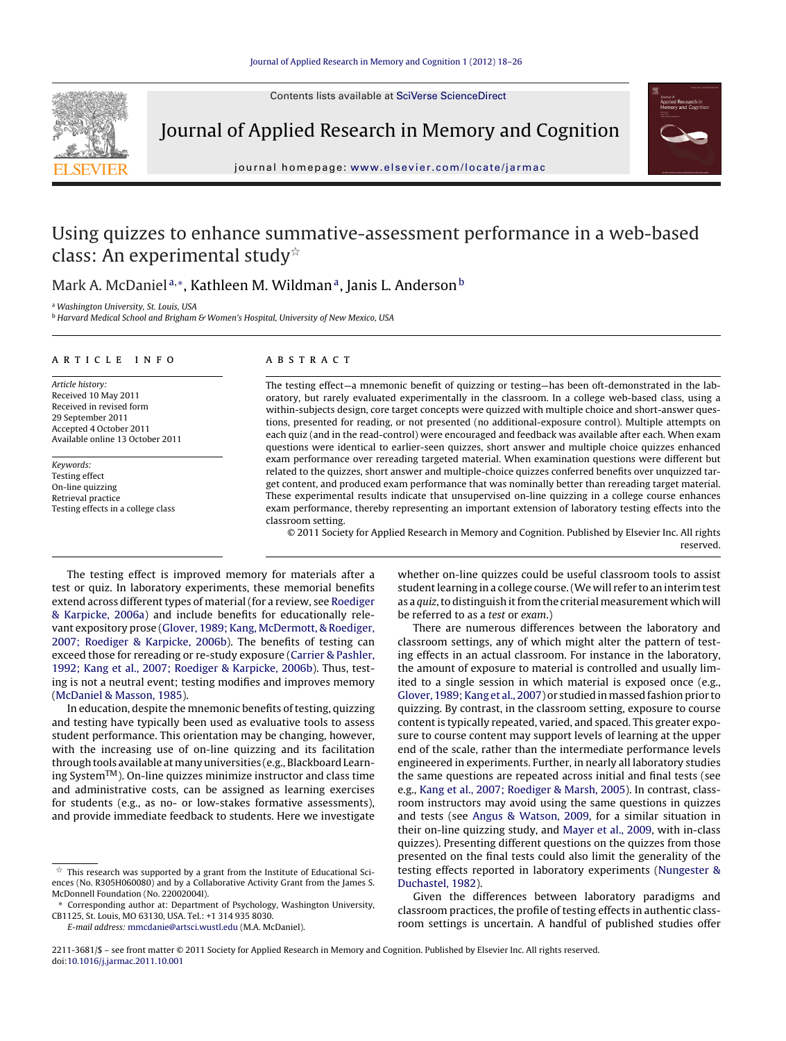# Using quizzes to enhance summative-assessment performance in a web-based class: An experimental study☆

Mark A. McDaniel[a,*], Kathleen M. Wildman[a], Janis L. Anderson[b]

[a] Washington University, St. Louis, USA

[b] Harvard Medical School and Brigham & Women's Hospital, University of New Mexico, USA

## ARTICLE INFO

*Article history:*
Received 10 May 2011
Received in revised form
29 September 2011
Accepted 4 October 2011
Available online 13 October 2011

*Keywords:*
Testing effect
On-line quizzing
Retrieval practice
Testing effects in a college class

## ABSTRACT

The testing effect—a mnemonic benefit of quizzing or testing—has been oft-demonstrated in the laboratory, but rarely evaluated experimentally in the classroom. In a college web-based class, using a within-subjects design, core target concepts were quizzed with multiple choice and short-answer questions, presented for reading, or not presented (no additional-exposure control). Multiple attempts on each quiz (and in the read-control) were encouraged and feedback was available after each. When exam questions were identical to earlier-seen quizzes, short answer and multiple choice quizzes enhanced exam performance over rereading targeted material. When examination questions were different but related to the quizzes, short answer and multiple-choice quizzes conferred benefits over unquizzed target content, and produced exam performance that was nominally better than rereading target material. These experimental results indicate that unsupervised on-line quizzing in a college course enhances exam performance, thereby representing an important extension of laboratory testing effects into the classroom setting.

© 2011 Society for Applied Research in Memory and Cognition. Published by Elsevier Inc. All rights reserved.

The testing effect is improved memory for materials after a test or quiz. In laboratory experiments, these memorial benefits extend across different types of material (for a review, see Roediger & Karpicke, 2006a) and include benefits for educationally relevant expository prose (Glover, 1989; Kang, McDermott, & Roediger, 2007; Roediger & Karpicke, 2006b). The benefits of testing can exceed those for rereading or re-study exposure (Carrier & Pashler, 1992; Kang et al., 2007; Roediger & Karpicke, 2006b). Thus, testing is not a neutral event; testing modifies and improves memory (McDaniel & Masson, 1985).

In education, despite the mnemonic benefits of testing, quizzing and testing have typically been used as evaluative tools to assess student performance. This orientation may be changing, however, with the increasing use of on-line quizzing and its facilitation through tools available at many universities (e.g., Blackboard Learning System™). On-line quizzes minimize instructor and class time and administrative costs, can be assigned as learning exercises for students (e.g., as no- or low-stakes formative assessments), and provide immediate feedback to students. Here we investigate whether on-line quizzes could be useful classroom tools to assist student learning in a college course. (We will refer to an interim test as a *quiz*, to distinguish it from the criterial measurement which will be referred to as a *test* or *exam*.)

There are numerous differences between the laboratory and classroom settings, any of which might alter the pattern of testing effects in an actual classroom. For instance in the laboratory, the amount of exposure to material is controlled and usually limited to a single session in which material is exposed once (e.g., Glover, 1989; Kang et al., 2007) or studied in massed fashion prior to quizzing. By contrast, in the classroom setting, exposure to course content is typically repeated, varied, and spaced. This greater exposure to course content may support levels of learning at the upper end of the scale, rather than the intermediate performance levels engineered in experiments. Further, in nearly all laboratory studies the same questions are repeated across initial and final tests (see e.g., Kang et al., 2007; Roediger & Marsh, 2005). In contrast, classroom instructors may avoid using the same questions in quizzes and tests (see Angus & Watson, 2009, for a similar situation in their on-line quizzing study, and Mayer et al., 2009, with in-class quizzes). Presenting different questions on the quizzes from those presented on the final tests could also limit the generality of the testing effects reported in laboratory experiments (Nungester & Duchastel, 1982).

Given the differences between laboratory paradigms and classroom practices, the profile of testing effects in authentic classroom settings is uncertain. A handful of published studies offer

☆ This research was supported by a grant from the Institute of Educational Sciences (No. R305H060080) and by a Collaborative Activity Grant from the James S. McDonnell Foundation (No. 220020041).

* Corresponding author at: Department of Psychology, Washington University, CB1125, St. Louis, MO 63130, USA. Tel.: +1 314 935 8030.
E-mail address: mmcdanie@artsci.wustl.edu (M.A. McDaniel).

2211-3681/$ – see front matter © 2011 Society for Applied Research in Memory and Cognition. Published by Elsevier Inc. All rights reserved.
doi:10.1016/j.jarmac.2011.10.001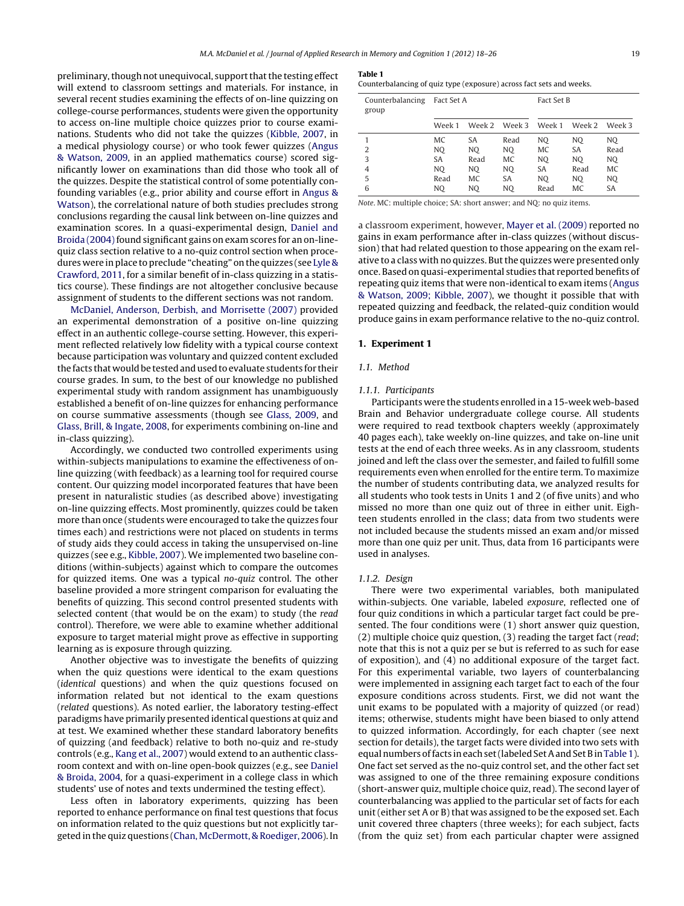preliminary, though not unequivocal, support that the testing effect will extend to classroom settings and materials. For instance, in several recent studies examining the effects of on-line quizzing on college-course performances, students were given the opportunity to access on-line multiple choice quizzes prior to course examinations. Students who did not take the quizzes (Kibble, 2007, in a medical physiology course) or who took fewer quizzes (Angus & Watson, 2009, in an applied mathematics course) scored significantly lower on examinations than did those who took all of the quizzes. Despite the statistical control of some potentially confounding variables (e.g., prior ability and course effort in Angus & Watson), the correlational nature of both studies precludes strong conclusions regarding the causal link between on-line quizzes and examination scores. In a quasi-experimental design, Daniel and Broida (2004) found significant gains on exam scores for an on-line-quiz class section relative to a no-quiz control section when procedures were in place to preclude "cheating" on the quizzes (see Lyle & Crawford, 2011, for a similar benefit of in-class quizzing in a statistics course). These findings are not altogether conclusive because assignment of students to the different sections was not random.

McDaniel, Anderson, Derbish, and Morrisette (2007) provided an experimental demonstration of a positive on-line quizzing effect in an authentic college-course setting. However, this experiment reflected relatively low fidelity with a typical course context because participation was voluntary and quizzed content excluded the facts that would be tested and used to evaluate students for their course grades. In sum, to the best of our knowledge no published experimental study with random assignment has unambiguously established a benefit of on-line quizzes for enhancing performance on course summative assessments (though see Glass, 2009, and Glass, Brill, & Ingate, 2008, for experiments combining on-line and in-class quizzing).

Accordingly, we conducted two controlled experiments using within-subjects manipulations to examine the effectiveness of on-line quizzing (with feedback) as a learning tool for required course content. Our quizzing model incorporated features that have been present in naturalistic studies (as described above) investigating on-line quizzing effects. Most prominently, quizzes could be taken more than once (students were encouraged to take the quizzes four times each) and restrictions were not placed on students in terms of study aids they could access in taking the unsupervised on-line quizzes (see e.g., Kibble, 2007). We implemented two baseline conditions (within-subjects) against which to compare the outcomes for quizzed items. One was a typical *no-quiz* control. The other baseline provided a more stringent comparison for evaluating the benefits of quizzing. This second control presented students with selected content (that would be on the exam) to study (the *read* control). Therefore, we were able to examine whether additional exposure to target material might prove as effective in supporting learning as is exposure through quizzing.

Another objective was to investigate the benefits of quizzing when the quiz questions were identical to the exam questions (*identical* questions) and when the quiz questions focused on information related but not identical to the exam questions (*related* questions). As noted earlier, the laboratory testing-effect paradigms have primarily presented identical questions at quiz and at test. We examined whether these standard laboratory benefits of quizzing (and feedback) relative to both no-quiz and re-study controls (e.g., Kang et al., 2007) would extend to an authentic classroom context and with on-line open-book quizzes (e.g., see Daniel & Broida, 2004, for a quasi-experiment in a college class in which students' use of notes and texts undermined the testing effect).

Less often in laboratory experiments, quizzing has been reported to enhance performance on final test questions that focus on information related to the quiz questions but not explicitly targeted in the quiz questions (Chan, McDermott, & Roediger, 2006). In a classroom experiment, however, Mayer et al. (2009) reported no gains in exam performance after in-class quizzes (without discussion) that had related question to those appearing on the exam relative to a class with no quizzes. But the quizzes were presented only once. Based on quasi-experimental studies that reported benefits of repeating quiz items that were non-identical to exam items (Angus & Watson, 2009; Kibble, 2007), we thought it possible that with repeated quizzing and feedback, the related-quiz condition would produce gains in exam performance relative to the no-quiz control.

**Table 1**
Counterbalancing of quiz type (exposure) across fact sets and weeks.

| Counterbalancing group | Fact Set A | | | Fact Set B | | |
|---|---|---|---|---|---|---|
| | Week 1 | Week 2 | Week 3 | Week 1 | Week 2 | Week 3 |
| 1 | MC | SA | Read | NQ | NQ | NQ |
| 2 | NQ | NQ | NQ | MC | SA | Read |
| 3 | SA | Read | MC | NQ | NQ | NQ |
| 4 | NQ | NQ | NQ | SA | Read | MC |
| 5 | Read | MC | SA | NQ | NQ | NQ |
| 6 | NQ | NQ | NQ | Read | MC | SA |

*Note*. MC: multiple choice; SA: short answer; and NQ: no quiz items.

## 1. Experiment 1

### 1.1. Method

#### 1.1.1. Participants

Participants were the students enrolled in a 15-week web-based Brain and Behavior undergraduate college course. All students were required to read textbook chapters weekly (approximately 40 pages each), take weekly on-line quizzes, and take on-line unit tests at the end of each three weeks. As in any classroom, students joined and left the class over the semester, and failed to fulfill some requirements even when enrolled for the entire term. To maximize the number of students contributing data, we analyzed results for all students who took tests in Units 1 and 2 (of five units) and who missed no more than one quiz out of three in either unit. Eighteen students enrolled in the class; data from two students were not included because the students missed an exam and/or missed more than one quiz per unit. Thus, data from 16 participants were used in analyses.

#### 1.1.2. Design

There were two experimental variables, both manipulated within-subjects. One variable, labeled *exposure*, reflected one of four quiz conditions in which a particular target fact could be presented. The four conditions were (1) short answer quiz question, (2) multiple choice quiz question, (3) reading the target fact (*read*; note that this is not a quiz per se but is referred to as such for ease of exposition), and (4) no additional exposure of the target fact. For this experimental variable, two layers of counterbalancing were implemented in assigning each target fact to each of the four exposure conditions across students. First, we did not want the unit exams to be populated with a majority of quizzed (or read) items; otherwise, students might have been biased to only attend to quizzed information. Accordingly, for each chapter (see next section for details), the target facts were divided into two sets with equal numbers of facts in each set (labeled Set A and Set B in Table 1). One fact set served as the no-quiz control set, and the other fact set was assigned to one of the three remaining exposure conditions (short-answer quiz, multiple choice quiz, read). The second layer of counterbalancing was applied to the particular set of facts for each unit (either set A or B) that was assigned to be the exposed set. Each unit covered three chapters (three weeks); for each subject, facts (from the quiz set) from each particular chapter were assigned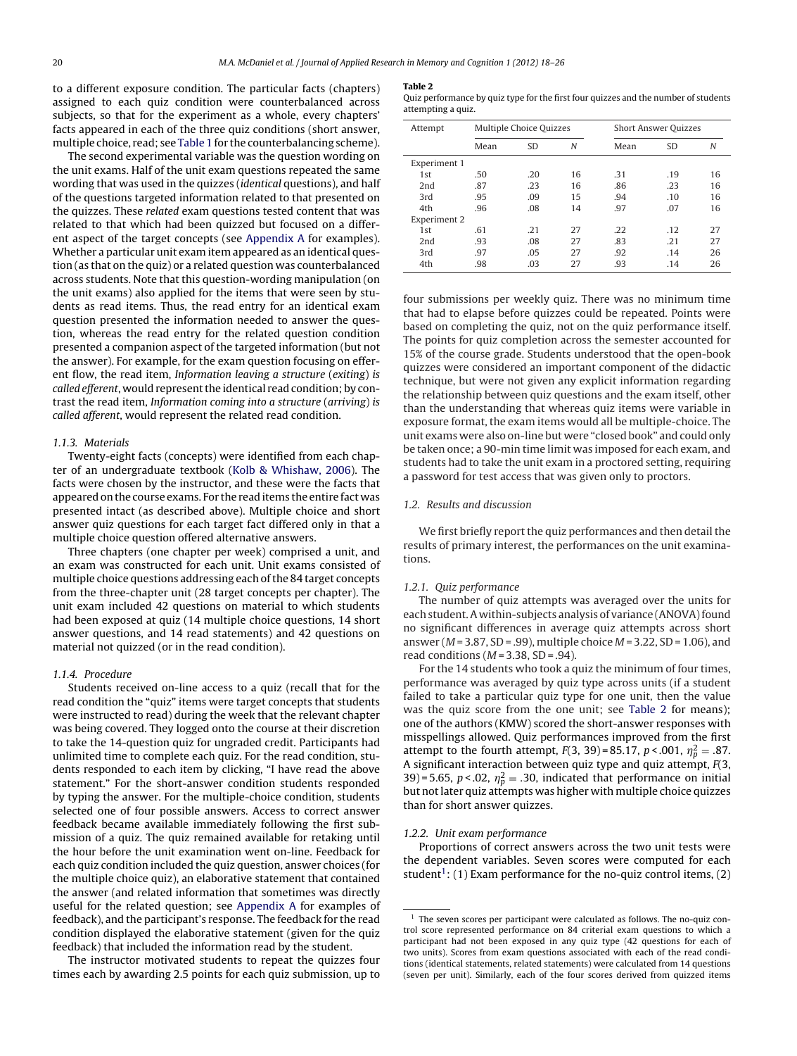to a different exposure condition. The particular facts (chapters) assigned to each quiz condition were counterbalanced across subjects, so that for the experiment as a whole, every chapters' facts appeared in each of the three quiz conditions (short answer, multiple choice, read; see Table 1 for the counterbalancing scheme).

The second experimental variable was the question wording on the unit exams. Half of the unit exam questions repeated the same wording that was used in the quizzes (*identical* questions), and half of the questions targeted information related to that presented on the quizzes. These *related* exam questions tested content that was related to that which had been quizzed but focused on a different aspect of the target concepts (see Appendix A for examples). Whether a particular unit exam item appeared as an identical question (as that on the quiz) or a related question was counterbalanced across students. Note that this question-wording manipulation (on the unit exams) also applied for the items that were seen by students as read items. Thus, the read entry for an identical exam question presented the information needed to answer the question, whereas the read entry for the related question condition presented a companion aspect of the targeted information (but not the answer). For example, for the exam question focusing on efferent flow, the read item, *Information leaving a structure (exiting) is called efferent*, would represent the identical read condition; by contrast the read item, *Information coming into a structure (arriving) is called afferent*, would represent the related read condition.

#### 1.1.3. Materials

Twenty-eight facts (concepts) were identified from each chapter of an undergraduate textbook (Kolb & Whishaw, 2006). The facts were chosen by the instructor, and these were the facts that appeared on the course exams. For the read items the entire fact was presented intact (as described above). Multiple choice and short answer quiz questions for each target fact differed only in that a multiple choice question offered alternative answers.

Three chapters (one chapter per week) comprised a unit, and an exam was constructed for each unit. Unit exams consisted of multiple choice questions addressing each of the 84 target concepts from the three-chapter unit (28 target concepts per chapter). The unit exam included 42 questions on material to which students had been exposed at quiz (14 multiple choice questions, 14 short answer questions, and 14 read statements) and 42 questions on material not quizzed (or in the read condition).

#### 1.1.4. Procedure

Students received on-line access to a quiz (recall that for the read condition the "quiz" items were target concepts that students were instructed to read) during the week that the relevant chapter was being covered. They logged onto the course at their discretion to take the 14-question quiz for ungraded credit. Participants had unlimited time to complete each quiz. For the read condition, students responded to each item by clicking, "I have read the above statement." For the short-answer condition students responded by typing the answer. For the multiple-choice condition, students selected one of four possible answers. Access to correct answer feedback became available immediately following the first submission of a quiz. The quiz remained available for retaking until the hour before the unit examination went on-line. Feedback for each quiz condition included the quiz question, answer choices (for the multiple choice quiz), an elaborative statement that contained the answer (and related information that sometimes was directly useful for the related question; see Appendix A for examples of feedback), and the participant's response. The feedback for the read condition displayed the elaborative statement (given for the quiz feedback) that included the information read by the student.

The instructor motivated students to repeat the quizzes four times each by awarding 2.5 points for each quiz submission, up to four submissions per weekly quiz. There was no minimum time that had to elapse before quizzes could be repeated. Points were based on completing the quiz, not on the quiz performance itself. The points for quiz completion across the semester accounted for 15% of the course grade. Students understood that the open-book quizzes were considered an important component of the didactic technique, but were not given any explicit information regarding the relationship between quiz questions and the exam itself, other than the understanding that whereas quiz items were variable in exposure format, the exam items would all be multiple-choice. The unit exams were also on-line but were "closed book" and could only be taken once; a 90-min time limit was imposed for each exam, and students had to take the unit exam in a proctored setting, requiring a password for test access that was given only to proctors.

**Table 2**
Quiz performance by quiz type for the first four quizzes and the number of students attempting a quiz.

| Attempt | Multiple Choice Quizzes | | | Short Answer Quizzes | | |
|---|---|---|---|---|---|---|
| | Mean | SD | *N* | Mean | SD | *N* |
| Experiment 1 | | | | | | |
| 1st | .50 | .20 | 16 | .31 | .19 | 16 |
| 2nd | .87 | .23 | 16 | .86 | .23 | 16 |
| 3rd | .95 | .09 | 15 | .94 | .10 | 16 |
| 4th | .96 | .08 | 14 | .97 | .07 | 16 |
| Experiment 2 | | | | | | |
| 1st | .61 | .21 | 27 | .22 | .12 | 27 |
| 2nd | .93 | .08 | 27 | .83 | .21 | 27 |
| 3rd | .97 | .05 | 27 | .92 | .14 | 26 |
| 4th | .98 | .03 | 27 | .93 | .14 | 26 |

### 1.2. Results and discussion

We first briefly report the quiz performances and then detail the results of primary interest, the performances on the unit examinations.

#### 1.2.1. Quiz performance

The number of quiz attempts was averaged over the units for each student. A within-subjects analysis of variance (ANOVA) found no significant differences in average quiz attempts across short answer ($M$ = 3.87, SD = .99), multiple choice $M$ = 3.22, SD = 1.06), and read conditions ($M$ = 3.38, SD = .94).

For the 14 students who took a quiz the minimum of four times, performance was averaged by quiz type across units (if a student failed to take a particular quiz type for one unit, then the value was the quiz score from the one unit; see Table 2 for means); one of the authors (KMW) scored the short-answer responses with misspellings allowed. Quiz performances improved from the first attempt to the fourth attempt, $F(3, 39) = 85.17$, $p < .001$, $\eta_p^2 = .87$. A significant interaction between quiz type and quiz attempt, $F(3, 39) = 5.65$, $p < .02$, $\eta_p^2 = .30$, indicated that performance on initial but not later quiz attempts was higher with multiple choice quizzes than for short answer quizzes.

#### 1.2.2. Unit exam performance

Proportions of correct answers across the two unit tests were the dependent variables. Seven scores were computed for each student[1]: (1) Exam performance for the no-quiz control items, (2)

[1] The seven scores per participant were calculated as follows. The no-quiz control score represented performance on 84 criterial exam questions to which a participant had not been exposed in any quiz type (42 questions for each of two units). Scores from exam questions associated with each of the read conditions (identical statements, related statements) were calculated from 14 questions (seven per unit). Similarly, each of the four scores derived from quizzed items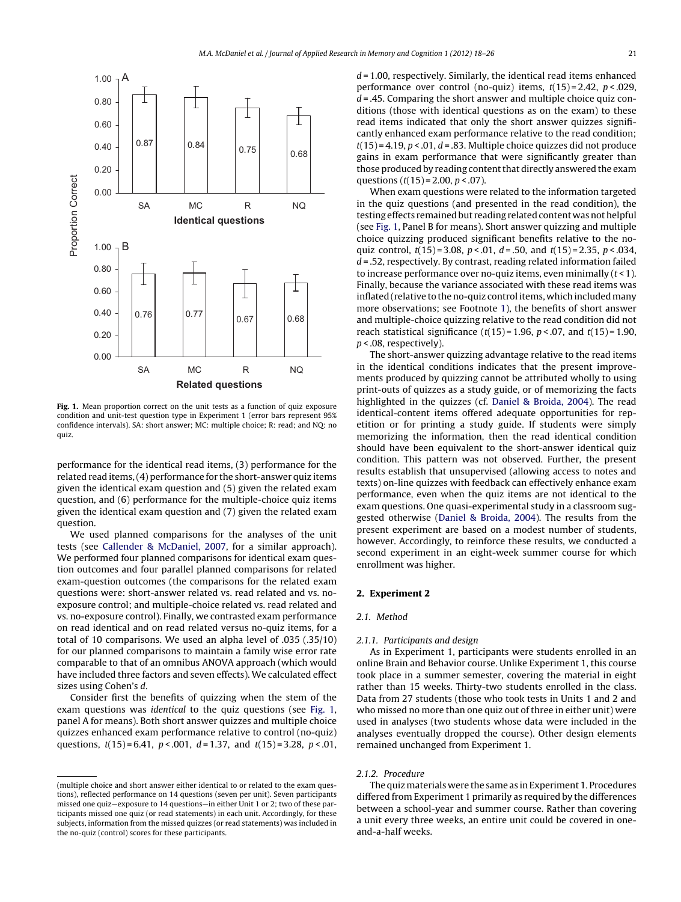Fig. 1. Mean proportion correct on the unit tests as a function of quiz exposure condition and unit-test question type in Experiment 1 (error bars represent 95% confidence intervals). SA: short answer; MC: multiple choice; R: read; and NQ: no quiz.

performance for the identical read items, (3) performance for the related read items, (4) performance for the short-answer quiz items given the identical exam question and (5) given the related exam question, and (6) performance for the multiple-choice quiz items given the identical exam question and (7) given the related exam question.

We used planned comparisons for the analyses of the unit tests (see Callender & McDaniel, 2007, for a similar approach). We performed four planned comparisons for identical exam question outcomes and four parallel planned comparisons for related exam-question outcomes (the comparisons for the related exam questions were: short-answer related vs. read related and vs. no-exposure control; and multiple-choice related vs. read related and vs. no-exposure control). Finally, we contrasted exam performance on read identical and on read related versus no-quiz items, for a total of 10 comparisons. We used an alpha level of .035 (.35/10) for our planned comparisons to maintain a family wise error rate comparable to that of an omnibus ANOVA approach (which would have included three factors and seven effects). We calculated effect sizes using Cohen's *d*.

Consider first the benefits of quizzing when the stem of the exam questions was *identical* to the quiz questions (see Fig. 1, panel A for means). Both short answer quizzes and multiple choice quizzes enhanced exam performance relative to control (no-quiz) questions, $t(15) = 6.41$, $p < .001$, $d = 1.37$, and $t(15) = 3.28$, $p < .01$, $d = 1.00$, respectively. Similarly, the identical read items enhanced performance over control (no-quiz) items, $t(15) = 2.42$, $p < .029$, $d = .45$. Comparing the short answer and multiple choice quiz conditions (those with identical questions as on the exam) to these read items indicated that only the short answer quizzes significantly enhanced exam performance relative to the read condition; $t(15) = 4.19$, $p < .01$, $d = .83$. Multiple choice quizzes did not produce gains in exam performance that were significantly greater than those produced by reading content that directly answered the exam questions ($t(15) = 2.00$, $p < .07$).

When exam questions were related to the information targeted in the quiz questions (and presented in the read condition), the testing effects remained but reading related content was not helpful (see Fig. 1, Panel B for means). Short answer quizzing and multiple choice quizzing produced significant benefits relative to the no-quiz control, $t(15) = 3.08$, $p < .01$, $d = .50$, and $t(15) = 2.35$, $p < .034$, $d = .52$, respectively. By contrast, reading related information failed to increase performance over no-quiz items, even minimally ($t < 1$). Finally, because the variance associated with these read items was inflated (relative to the no-quiz control items, which included many more observations; see Footnote 1), the benefits of short answer and multiple-choice quizzing relative to the read condition did not reach statistical significance ($t(15) = 1.96$, $p < .07$, and $t(15) = 1.90$, $p < .08$, respectively).

The short-answer quizzing advantage relative to the read items in the identical conditions indicates that the present improvements produced by quizzing cannot be attributed wholly to using print-outs of quizzes as a study guide, or of memorizing the facts highlighted in the quizzes (cf. Daniel & Broida, 2004). The read identical-content items offered adequate opportunities for repetition or for printing a study guide. If students were simply memorizing the information, then the read identical condition should have been equivalent to the short-answer identical quiz condition. This pattern was not observed. Further, the present results establish that unsupervised (allowing access to notes and texts) on-line quizzes with feedback can effectively enhance exam performance, even when the quiz items are not identical to the exam questions. One quasi-experimental study in a classroom suggested otherwise (Daniel & Broida, 2004). The results from the present experiment are based on a modest number of students, however. Accordingly, to reinforce these results, we conducted a second experiment in an eight-week summer course for which enrollment was higher.

## 2. Experiment 2

### 2.1. Method

#### 2.1.1. Participants and design

As in Experiment 1, participants were students enrolled in an online Brain and Behavior course. Unlike Experiment 1, this course took place in a summer semester, covering the material in eight rather than 15 weeks. Thirty-two students enrolled in the class. Data from 27 students (those who took tests in Units 1 and 2 and who missed no more than one quiz out of three in either unit) were used in analyses (two students whose data were included in the analyses eventually dropped the course). Other design elements remained unchanged from Experiment 1.

#### 2.1.2. Procedure

The quiz materials were the same as in Experiment 1. Procedures differed from Experiment 1 primarily as required by the differences between a school-year and summer course. Rather than covering a unit every three weeks, an entire unit could be covered in one-and-a-half weeks.

(multiple choice and short answer either identical to or related to the exam questions), reflected performance on 14 questions (seven per unit). Seven participants missed one quiz—exposure to 14 questions—in either Unit 1 or 2; two of these participants missed one quiz (or read statements) in each unit. Accordingly, for these subjects, information from the missed quizzes (or read statements) was included in the no-quiz (control) scores for these participants.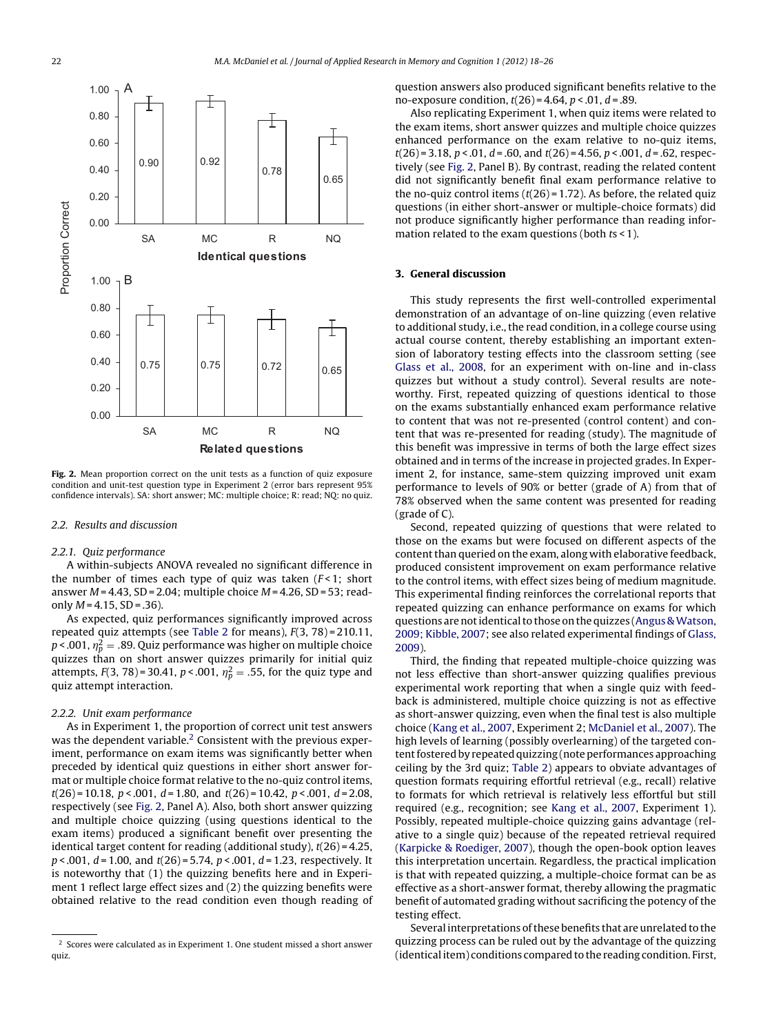Fig. 2. Mean proportion correct on the unit tests as a function of quiz exposure condition and unit-test question type in Experiment 2 (error bars represent 95% confidence intervals). SA: short answer; MC: multiple choice; R: read; NQ: no quiz.

### 2.2. Results and discussion

#### 2.2.1. Quiz performance

A within-subjects ANOVA revealed no significant difference in the number of times each type of quiz was taken ($F < 1$; short answer $M = 4.43$, $SD = 2.04$; multiple choice $M = 4.26$, $SD = 53$; read-only $M = 4.15$, $SD = .36$).

As expected, quiz performances significantly improved across repeated quiz attempts (see Table 2 for means), $F(3, 78) = 210.11$, $p < .001$, $\eta_p^2 = .89$. Quiz performance was higher on multiple choice quizzes than on short answer quizzes primarily for initial quiz attempts, $F(3, 78) = 30.41$, $p < .001$, $\eta_p^2 = .55$, for the quiz type and quiz attempt interaction.

#### 2.2.2. Unit exam performance

As in Experiment 1, the proportion of correct unit test answers was the dependent variable.[2] Consistent with the previous experiment, performance on exam items was significantly better when preceded by identical quiz questions in either short answer format or multiple choice format relative to the no-quiz control items, $t(26) = 10.18$, $p < .001$, $d = 1.80$, and $t(26) = 10.42$, $p < .001$, $d = 2.08$, respectively (see Fig. 2, Panel A). Also, both short answer quizzing and multiple choice quizzing (using questions identical to the exam items) produced a significant benefit over presenting the identical target content for reading (additional study), $t(26) = 4.25$, $p < .001$, $d = 1.00$, and $t(26) = 5.74$, $p < .001$, $d = 1.23$, respectively. It is noteworthy that (1) the quizzing benefits here and in Experiment 1 reflect large effect sizes and (2) the quizzing benefits were obtained relative to the read condition even though reading of question answers also produced significant benefits relative to the no-exposure condition, $t(26) = 4.64$, $p < .01$, $d = .89$.

Also replicating Experiment 1, when quiz items were related to the exam items, short answer quizzes and multiple choice quizzes enhanced performance on the exam relative to no-quiz items, $t(26) = 3.18$, $p < .01$, $d = .60$, and $t(26) = 4.56$, $p < .001$, $d = .62$, respectively (see Fig. 2, Panel B). By contrast, reading the related content did not significantly benefit final exam performance relative to the no-quiz control items ($t(26) = 1.72$). As before, the related quiz questions (in either short-answer or multiple-choice formats) did not produce significantly higher performance than reading information related to the exam questions (both $ts < 1$).

## 3. General discussion

This study represents the first well-controlled experimental demonstration of an advantage of on-line quizzing (even relative to additional study, i.e., the read condition, in a college course using actual course content, thereby establishing an important extension of laboratory testing effects into the classroom setting (see Glass et al., 2008, for an experiment with on-line and in-class quizzes but without a study control). Several results are noteworthy. First, repeated quizzing of questions identical to those on the exams substantially enhanced exam performance relative to content that was not re-presented (control content) and content that was re-presented for reading (study). The magnitude of this benefit was impressive in terms of both the large effect sizes obtained and in terms of the increase in projected grades. In Experiment 2, for instance, same-stem quizzing improved unit exam performance to levels of 90% or better (grade of A) from that of 78% observed when the same content was presented for reading (grade of C).

Second, repeated quizzing of questions that were related to those on the exams but were focused on different aspects of the content than queried on the exam, along with elaborative feedback, produced consistent improvement on exam performance relative to the control items, with effect sizes being of medium magnitude. This experimental finding reinforces the correlational reports that repeated quizzing can enhance performance on exams for which questions are not identical to those on the quizzes (Angus & Watson, 2009; Kibble, 2007; see also related experimental findings of Glass, 2009).

Third, the finding that repeated multiple-choice quizzing was not less effective than short-answer quizzing qualifies previous experimental work reporting that when a single quiz with feedback is administered, multiple choice quizzing is not as effective as short-answer quizzing, even when the final test is also multiple choice (Kang et al., 2007, Experiment 2; McDaniel et al., 2007). The high levels of learning (possibly overlearning) of the targeted content fostered by repeated quizzing (note performances approaching ceiling by the 3rd quiz; Table 2) appears to obviate advantages of question formats requiring effortful retrieval (e.g., recall) relative to formats for which retrieval is relatively less effortful but still required (e.g., recognition; see Kang et al., 2007, Experiment 1). Possibly, repeated multiple-choice quizzing gains advantage (relative to a single quiz) because of the repeated retrieval required (Karpicke & Roediger, 2007), though the open-book option leaves this interpretation uncertain. Regardless, the practical implication is that with repeated quizzing, a multiple-choice format can be as effective as a short-answer format, thereby allowing the pragmatic benefit of automated grading without sacrificing the potency of the testing effect.

Several interpretations of these benefits that are unrelated to the quizzing process can be ruled out by the advantage of the quizzing (identical item) conditions compared to the reading condition. First,

[2] Scores were calculated as in Experiment 1. One student missed a short answer quiz.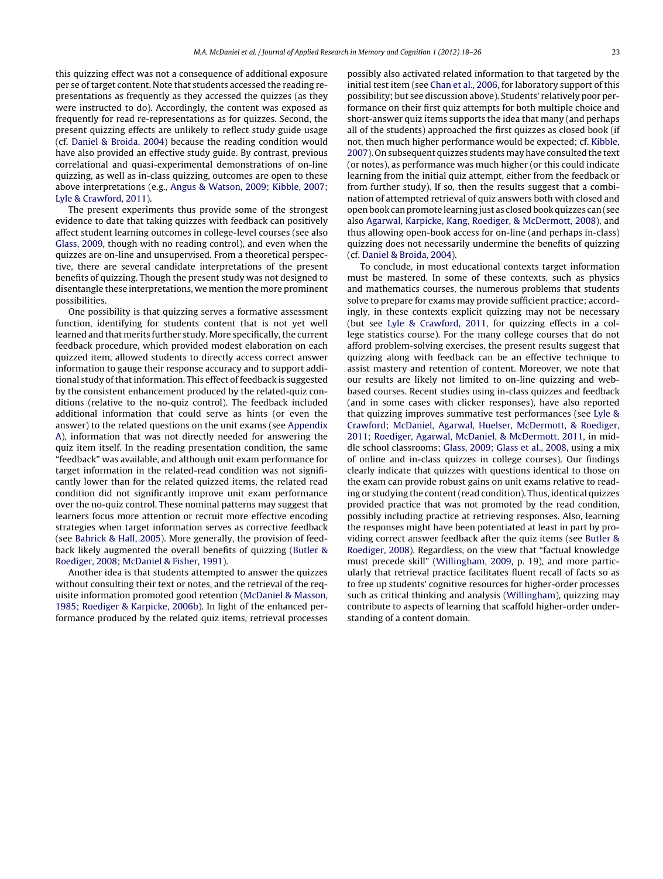this quizzing effect was not a consequence of additional exposure per se of target content. Note that students accessed the reading re-presentations as frequently as they accessed the quizzes (as they were instructed to do). Accordingly, the content was exposed as frequently for read re-representations as for quizzes. Second, the present quizzing effects are unlikely to reflect study guide usage (cf. Daniel & Broida, 2004) because the reading condition would have also provided an effective study guide. By contrast, previous correlational and quasi-experimental demonstrations of on-line quizzing, as well as in-class quizzing, outcomes are open to these above interpretations (e.g., Angus & Watson, 2009; Kibble, 2007; Lyle & Crawford, 2011).

The present experiments thus provide some of the strongest evidence to date that taking quizzes with feedback can positively affect student learning outcomes in college-level courses (see also Glass, 2009, though with no reading control), and even when the quizzes are on-line and unsupervised. From a theoretical perspective, there are several candidate interpretations of the present benefits of quizzing. Though the present study was not designed to disentangle these interpretations, we mention the more prominent possibilities.

One possibility is that quizzing serves a formative assessment function, identifying for students content that is not yet well learned and that merits further study. More specifically, the current feedback procedure, which provided modest elaboration on each quizzed item, allowed students to directly access correct answer information to gauge their response accuracy and to support additional study of that information. This effect of feedback is suggested by the consistent enhancement produced by the related-quiz conditions (relative to the no-quiz control). The feedback included additional information that could serve as hints (or even the answer) to the related questions on the unit exams (see Appendix A), information that was not directly needed for answering the quiz item itself. In the reading presentation condition, the same "feedback" was available, and although unit exam performance for target information in the related-read condition was not significantly lower than for the related quizzed items, the related read condition did not significantly improve unit exam performance over the no-quiz control. These nominal patterns may suggest that learners focus more attention or recruit more effective encoding strategies when target information serves as corrective feedback (see Bahrick & Hall, 2005). More generally, the provision of feedback likely augmented the overall benefits of quizzing (Butler & Roediger, 2008; McDaniel & Fisher, 1991).

Another idea is that students attempted to answer the quizzes without consulting their text or notes, and the retrieval of the requisite information promoted good retention (McDaniel & Masson, 1985; Roediger & Karpicke, 2006b). In light of the enhanced performance produced by the related quiz items, retrieval processes possibly also activated related information to that targeted by the initial test item (see Chan et al., 2006, for laboratory support of this possibility; but see discussion above). Students' relatively poor performance on their first quiz attempts for both multiple choice and short-answer quiz items supports the idea that many (and perhaps all of the students) approached the first quizzes as closed book (if not, then much higher performance would be expected; cf. Kibble, 2007). On subsequent quizzes students may have consulted the text (or notes), as performance was much higher (or this could indicate learning from the initial quiz attempt, either from the feedback or from further study). If so, then the results suggest that a combination of attempted retrieval of quiz answers both with closed and open book can promote learning just as closed book quizzes can (see also Agarwal, Karpicke, Kang, Roediger, & McDermott, 2008), and thus allowing open-book access for on-line (and perhaps in-class) quizzing does not necessarily undermine the benefits of quizzing (cf. Daniel & Broida, 2004).

To conclude, in most educational contexts target information must be mastered. In some of these contexts, such as physics and mathematics courses, the numerous problems that students solve to prepare for exams may provide sufficient practice; accordingly, in these contexts explicit quizzing may not be necessary (but see Lyle & Crawford, 2011, for quizzing effects in a college statistics course). For the many college courses that do not afford problem-solving exercises, the present results suggest that quizzing along with feedback can be an effective technique to assist mastery and retention of content. Moreover, we note that our results are likely not limited to on-line quizzing and web-based courses. Recent studies using in-class quizzes and feedback (and in some cases with clicker responses), have also reported that quizzing improves summative test performances (see Lyle & Crawford; McDaniel, Agarwal, Huelser, McDermott, & Roediger, 2011; Roediger, Agarwal, McDaniel, & McDermott, 2011, in middle school classrooms; Glass, 2009; Glass et al., 2008, using a mix of online and in-class quizzes in college courses). Our findings clearly indicate that quizzes with questions identical to those on the exam can provide robust gains on unit exams relative to reading or studying the content (read condition). Thus, identical quizzes provided practice that was not promoted by the read condition, possibly including practice at retrieving responses. Also, learning the responses might have been potentiated at least in part by providing correct answer feedback after the quiz items (see Butler & Roediger, 2008). Regardless, on the view that "factual knowledge must precede skill" (Willingham, 2009, p. 19), and more particularly that retrieval practice facilitates fluent recall of facts so as to free up students' cognitive resources for higher-order processes such as critical thinking and analysis (Willingham), quizzing may contribute to aspects of learning that scaffold higher-order understanding of a content domain.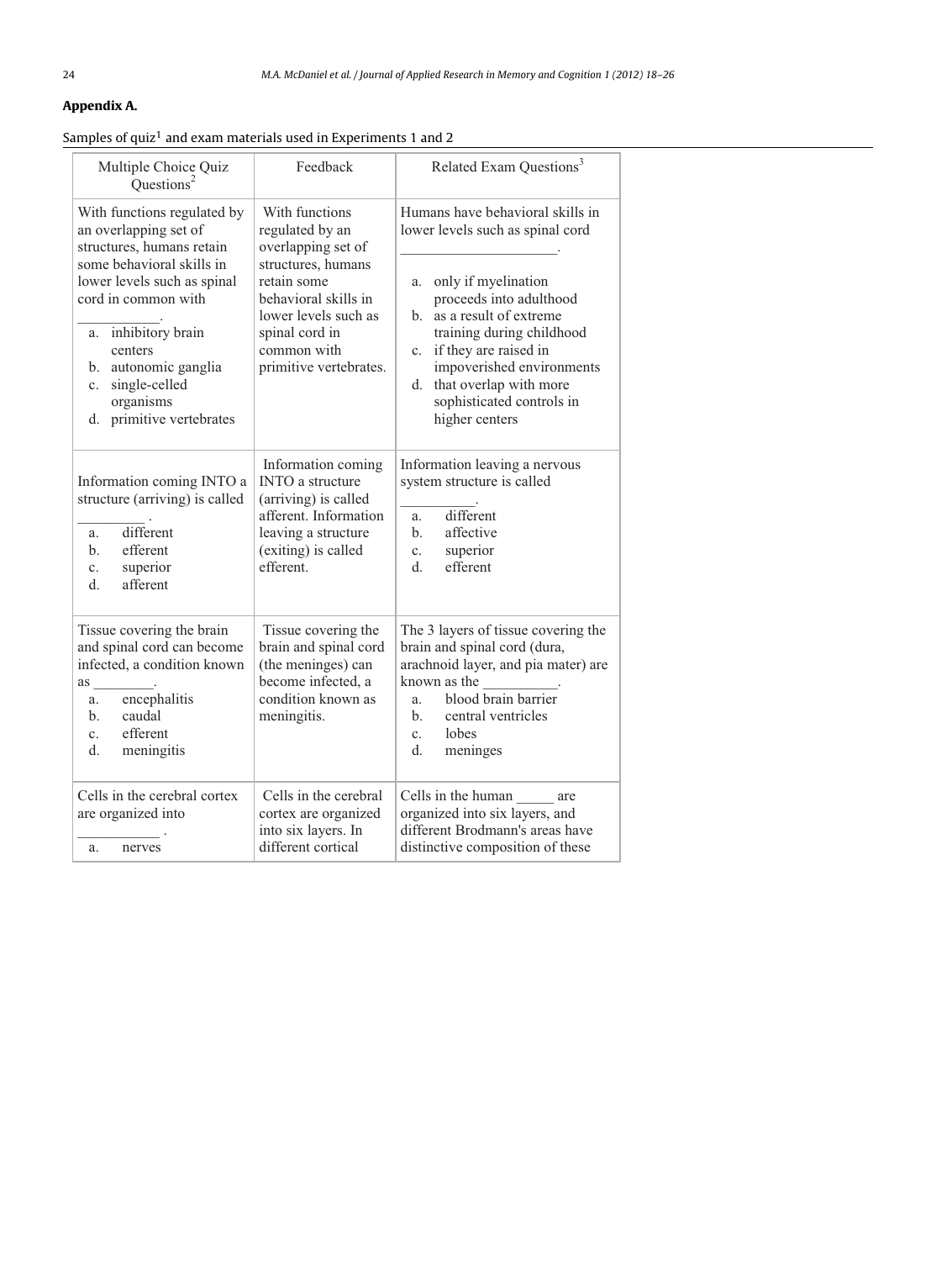## Appendix A.

Samples of quiz[1] and exam materials used in Experiments 1 and 2

| Multiple Choice Quiz Questions[2] | Feedback | Related Exam Questions[3] |
|---|---|---|
| With functions regulated by an overlapping set of structures, humans retain some behavioral skills in lower levels such as spinal cord in common with ___________. a. inhibitory brain centers b. autonomic ganglia c. single-celled organisms d. primitive vertebrates | With functions regulated by an overlapping set of structures, humans retain some behavioral skills in lower levels such as spinal cord in common with primitive vertebrates. | Humans have behavioral skills in lower levels such as spinal cord ______________________. a. only if myelination proceeds into adulthood b. as a result of extreme training during childhood c. if they are raised in impoverished environments d. that overlap with more sophisticated controls in higher centers |
| Information coming INTO a structure (arriving) is called _________ . a. different b. efferent c. superior d. afferent | Information coming INTO a structure (arriving) is called afferent. Information leaving a structure (exiting) is called efferent. | Information leaving a nervous system structure is called __________. a. different b. affective c. superior d. efferent |
| Tissue covering the brain and spinal cord can become infected, a condition known as ________. a. encephalitis b. caudal c. efferent d. meningitis | Tissue covering the brain and spinal cord (the meninges) can become infected, a condition known as meningitis. | The 3 layers of tissue covering the brain and spinal cord (dura, arachnoid layer, and pia mater) are known as the __________. a. blood brain barrier b. central ventricles c. lobes d. meninges |
| Cells in the cerebral cortex are organized into ___________ . a. nerves | Cells in the cerebral cortex are organized into six layers. In different cortical | Cells in the human _____ are organized into six layers, and different Brodmann's areas have distinctive composition of these |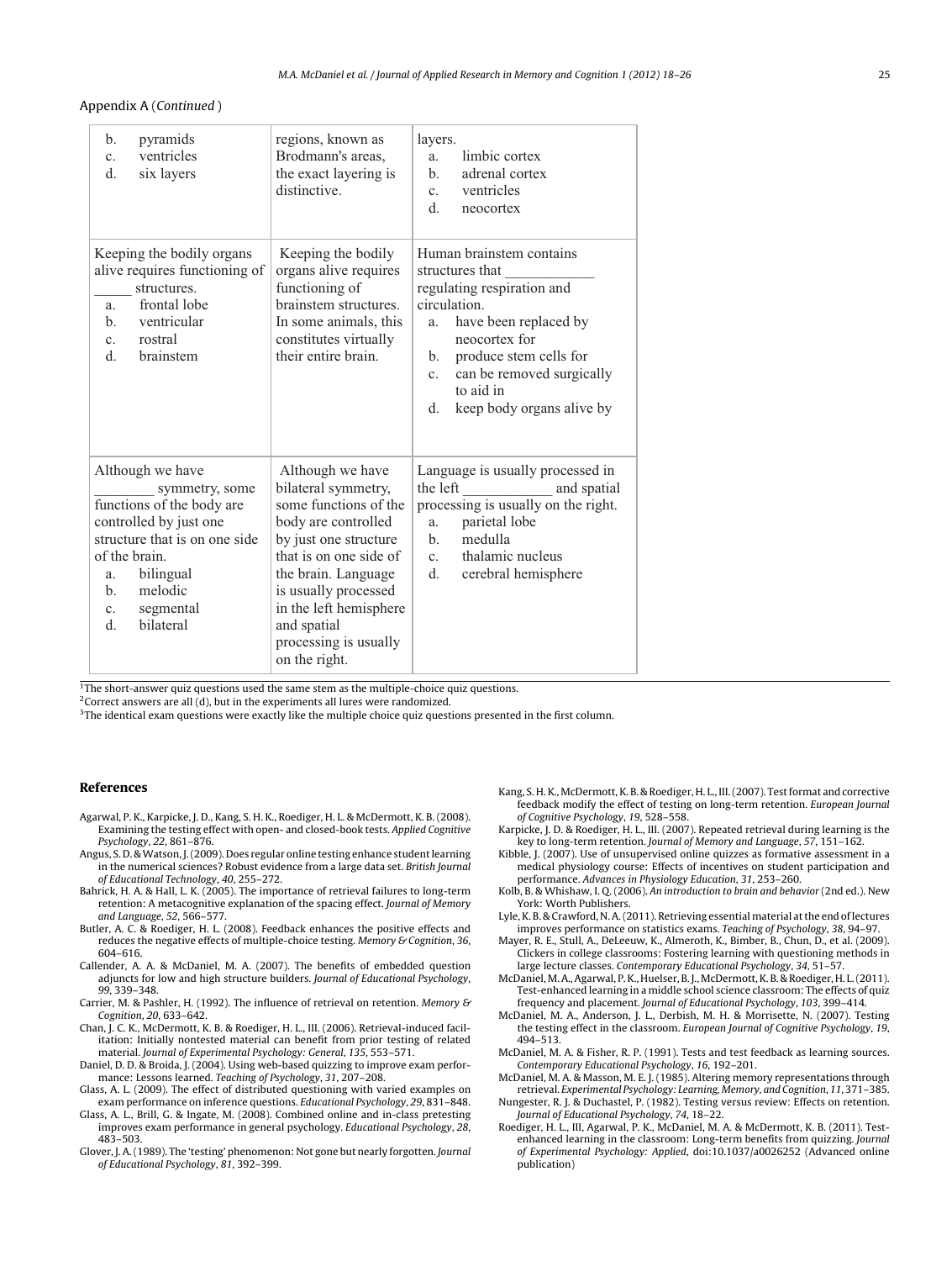Appendix A (*Continued* )

| | | |
|---|---|---|
| b. pyramids<br>c. ventricles<br>d. six layers | regions, known as Brodmann's areas, the exact layering is distinctive. | layers.<br>a. limbic cortex<br>b. adrenal cortex<br>c. ventricles<br>d. neocortex |
| Keeping the bodily organs alive requires functioning of _____ structures.<br>a. frontal lobe<br>b. ventricular<br>c. rostral<br>d. brainstem | Keeping the bodily organs alive requires functioning of brainstem structures. In some animals, this constitutes virtually their entire brain. | Human brainstem contains structures that ____________ regulating respiration and circulation.<br>a. have been replaced by neocortex for<br>b. produce stem cells for<br>c. can be removed surgically to aid in<br>d. keep body organs alive by |
| Although we have ________ symmetry, some functions of the body are controlled by just one structure that is on one side of the brain.<br>a. bilingual<br>b. melodic<br>c. segmental<br>d. bilateral | Although we have bilateral symmetry, some functions of the body are controlled by just one structure that is on one side of the brain. Language is usually processed in the left hemisphere and spatial processing is usually on the right. | Language is usually processed in the left ____________ and spatial processing is usually on the right.<br>a. parietal lobe<br>b. medulla<br>c. thalamic nucleus<br>d. cerebral hemisphere |

[1]The short-answer quiz questions used the same stem as the multiple-choice quiz questions.
[2]Correct answers are all (d), but in the experiments all lures were randomized.
[3]The identical exam questions were exactly like the multiple choice quiz questions presented in the first column.

## References

Agarwal, P. K., Karpicke, J. D., Kang, S. H. K., Roediger, H. L. & McDermott, K. B. (2008). Examining the testing effect with open- and closed-book tests. *Applied Cognitive Psychology*, *22*, 861–876.

Angus, S. D. & Watson, J. (2009). Does regular online testing enhance student learning in the numerical sciences? Robust evidence from a large data set. *British Journal of Educational Technology*, *40*, 255–272.

Bahrick, H. A. & Hall, L. K. (2005). The importance of retrieval failures to long-term retention: A metacognitive explanation of the spacing effect. *Journal of Memory and Language*, *52*, 566–577.

Butler, A. C. & Roediger, H. L. (2008). Feedback enhances the positive effects and reduces the negative effects of multiple-choice testing. *Memory & Cognition*, *36*, 604–616.

Callender, A. A. & McDaniel, M. A. (2007). The benefits of embedded question adjuncts for low and high structure builders. *Journal of Educational Psychology*, *99*, 339–348.

Carrier, M. & Pashler, H. (1992). The influence of retrieval on retention. *Memory & Cognition*, *20*, 633–642.

Chan, J. C. K., McDermott, K. B. & Roediger, H. L., III. (2006). Retrieval-induced facilitation: Initially nontested material can benefit from prior testing of related material. *Journal of Experimental Psychology: General*, *135*, 553–571.

Daniel, D. D. & Broida, J. (2004). Using web-based quizzing to improve exam performance: Lessons learned. *Teaching of Psychology*, *31*, 207–208.

Glass, A. L. (2009). The effect of distributed questioning with varied examples on exam performance on inference questions. *Educational Psychology*, *29*, 831–848.

Glass, A. L., Brill, G. & Ingate, M. (2008). Combined online and in-class pretesting improves exam performance in general psychology. *Educational Psychology*, *28*, 483–503.

Glover, J. A. (1989). The 'testing' phenomenon: Not gone but nearly forgotten. *Journal of Educational Psychology*, *81*, 392–399.

Kang, S. H. K., McDermott, K. B. & Roediger, H. L., III. (2007). Test format and corrective feedback modify the effect of testing on long-term retention. *European Journal of Cognitive Psychology*, *19*, 528–558.

Karpicke, J. D. & Roediger, H. L., III. (2007). Repeated retrieval during learning is the key to long-term retention. *Journal of Memory and Language*, *57*, 151–162.

Kibble, J. (2007). Use of unsupervised online quizzes as formative assessment in a medical physiology course: Effects of incentives on student participation and performance. *Advances in Physiology Education*, *31*, 253–260.

Kolb, B. & Whishaw, I. Q. (2006). *An introduction to brain and behavior* (2nd ed.). New York: Worth Publishers.

Lyle, K. B. & Crawford, N. A. (2011). Retrieving essential material at the end of lectures improves performance on statistics exams. *Teaching of Psychology*, *38*, 94–97.

Mayer, R. E., Stull, A., DeLeeuw, K., Almeroth, K., Bimber, B., Chun, D., et al. (2009). Clickers in college classrooms: Fostering learning with questioning methods in large lecture classes. *Contemporary Educational Psychology*, *34*, 51–57.

McDaniel, M. A., Agarwal, P. K., Huelser, B. J., McDermott, K. B. & Roediger, H. L. (2011). Test-enhanced learning in a middle school science classroom: The effects of quiz frequency and placement. *Journal of Educational Psychology*, *103*, 399–414.

McDaniel, M. A., Anderson, J. L., Derbish, M. H. & Morrisette, N. (2007). Testing the testing effect in the classroom. *European Journal of Cognitive Psychology*, *19*, 494–513.

McDaniel, M. A. & Fisher, R. P. (1991). Tests and test feedback as learning sources. *Contemporary Educational Psychology*, *16*, 192–201.

McDaniel, M. A. & Masson, M. E. J. (1985). Altering memory representations through retrieval. *Experimental Psychology: Learning, Memory, and Cognition*, *11*, 371–385.

Nungester, R. J. & Duchastel, P. (1982). Testing versus review: Effects on retention. *Journal of Educational Psychology*, *74*, 18–22.

Roediger, H. L., III, Agarwal, P. K., McDaniel, M. A. & McDermott, K. B. (2011). Test-enhanced learning in the classroom: Long-term benefits from quizzing. *Journal of Experimental Psychology: Applied*, doi:10.1037/a0026252 (Advanced online publication)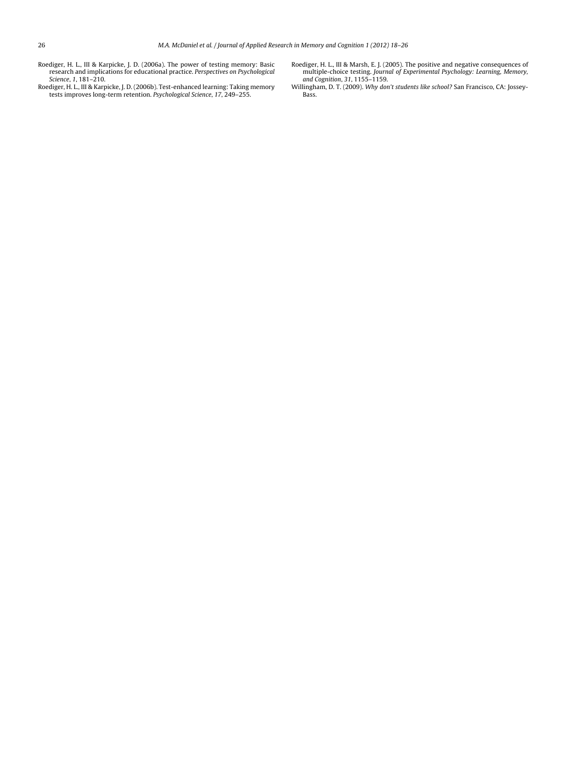Roediger, H. L., III & Karpicke, J. D. (2006a). The power of testing memory: Basic research and implications for educational practice. *Perspectives on Psychological Science*, *1*, 181–210.

Roediger, H. L., III & Karpicke, J. D. (2006b). Test-enhanced learning: Taking memory tests improves long-term retention. *Psychological Science*, *17*, 249–255.

Roediger, H. L., III & Marsh, E. J. (2005). The positive and negative consequences of multiple-choice testing. *Journal of Experimental Psychology: Learning, Memory, and Cognition*, *31*, 1155–1159.

Willingham, D. T. (2009). *Why don't students like school?* San Francisco, CA: Jossey-Bass.